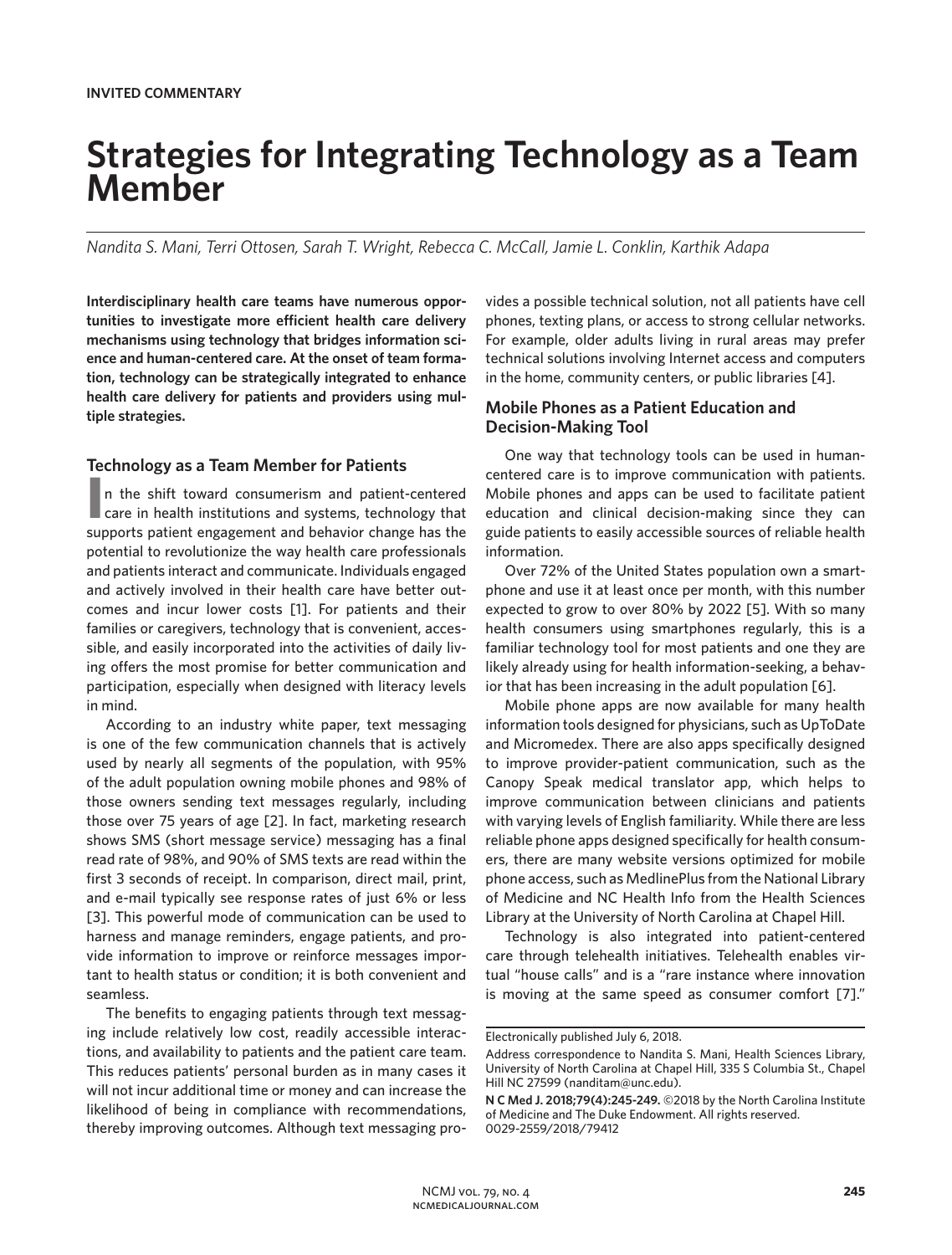**INVITED COMMENTARY**

# Strategies for Integrating Technology as a Team Member

*Nandita S. Mani, Terri Ottosen, Sarah T. Wright, Rebecca C. McCall, Jamie L. Conklin, Karthik Adapa*

**Interdisciplinary health care teams have numerous opportunities to investigate more efficient health care delivery mechanisms using technology that bridges information science and human-centered care. At the onset of team formation, technology can be strategically integrated to enhance health care delivery for patients and providers using multiple strategies.**

## Technology as a Team Member for Patients

In the shift toward consumerism and patient-centered care in health institutions and systems, technology that supports patient engagement and behavior change has the potential to revolutionize the way health care professionals and patients interact and communicate. Individuals engaged and actively involved in their health care have better outcomes and incur lower costs [1]. For patients and their families or caregivers, technology that is convenient, accessible, and easily incorporated into the activities of daily living offers the most promise for better communication and participation, especially when designed with literacy levels in mind.

According to an industry white paper, text messaging is one of the few communication channels that is actively used by nearly all segments of the population, with 95% of the adult population owning mobile phones and 98% of those owners sending text messages regularly, including those over 75 years of age [2]. In fact, marketing research shows SMS (short message service) messaging has a final read rate of 98%, and 90% of SMS texts are read within the first 3 seconds of receipt. In comparison, direct mail, print, and e-mail typically see response rates of just 6% or less [3]. This powerful mode of communication can be used to harness and manage reminders, engage patients, and provide information to improve or reinforce messages important to health status or condition; it is both convenient and seamless.

The benefits to engaging patients through text messaging include relatively low cost, readily accessible interactions, and availability to patients and the patient care team. This reduces patients' personal burden as in many cases it will not incur additional time or money and can increase the likelihood of being in compliance with recommendations, thereby improving outcomes. Although text messaging provides a possible technical solution, not all patients have cell phones, texting plans, or access to strong cellular networks. For example, older adults living in rural areas may prefer technical solutions involving Internet access and computers in the home, community centers, or public libraries [4].

## Mobile Phones as a Patient Education and Decision-Making Tool

One way that technology tools can be used in human-centered care is to improve communication with patients. Mobile phones and apps can be used to facilitate patient education and clinical decision-making since they can guide patients to easily accessible sources of reliable health information.

Over 72% of the United States population own a smartphone and use it at least once per month, with this number expected to grow to over 80% by 2022 [5]. With so many health consumers using smartphones regularly, this is a familiar technology tool for most patients and one they are likely already using for health information-seeking, a behavior that has been increasing in the adult population [6].

Mobile phone apps are now available for many health information tools designed for physicians, such as UpToDate and Micromedex. There are also apps specifically designed to improve provider-patient communication, such as the Canopy Speak medical translator app, which helps to improve communication between clinicians and patients with varying levels of English familiarity. While there are less reliable phone apps designed specifically for health consumers, there are many website versions optimized for mobile phone access, such as MedlinePlus from the National Library of Medicine and NC Health Info from the Health Sciences Library at the University of North Carolina at Chapel Hill.

Technology is also integrated into patient-centered care through telehealth initiatives. Telehealth enables virtual "house calls" and is a "rare instance where innovation is moving at the same speed as consumer comfort [7]."

---

Electronically published July 6, 2018.

Address correspondence to Nandita S. Mani, Health Sciences Library, University of North Carolina at Chapel Hill, 335 S Columbia St., Chapel Hill NC 27599 (nanditam@unc.edu).

**N C Med J. 2018;79(4):245-249.** ©2018 by the North Carolina Institute of Medicine and The Duke Endowment. All rights reserved. 0029-2559/2018/79412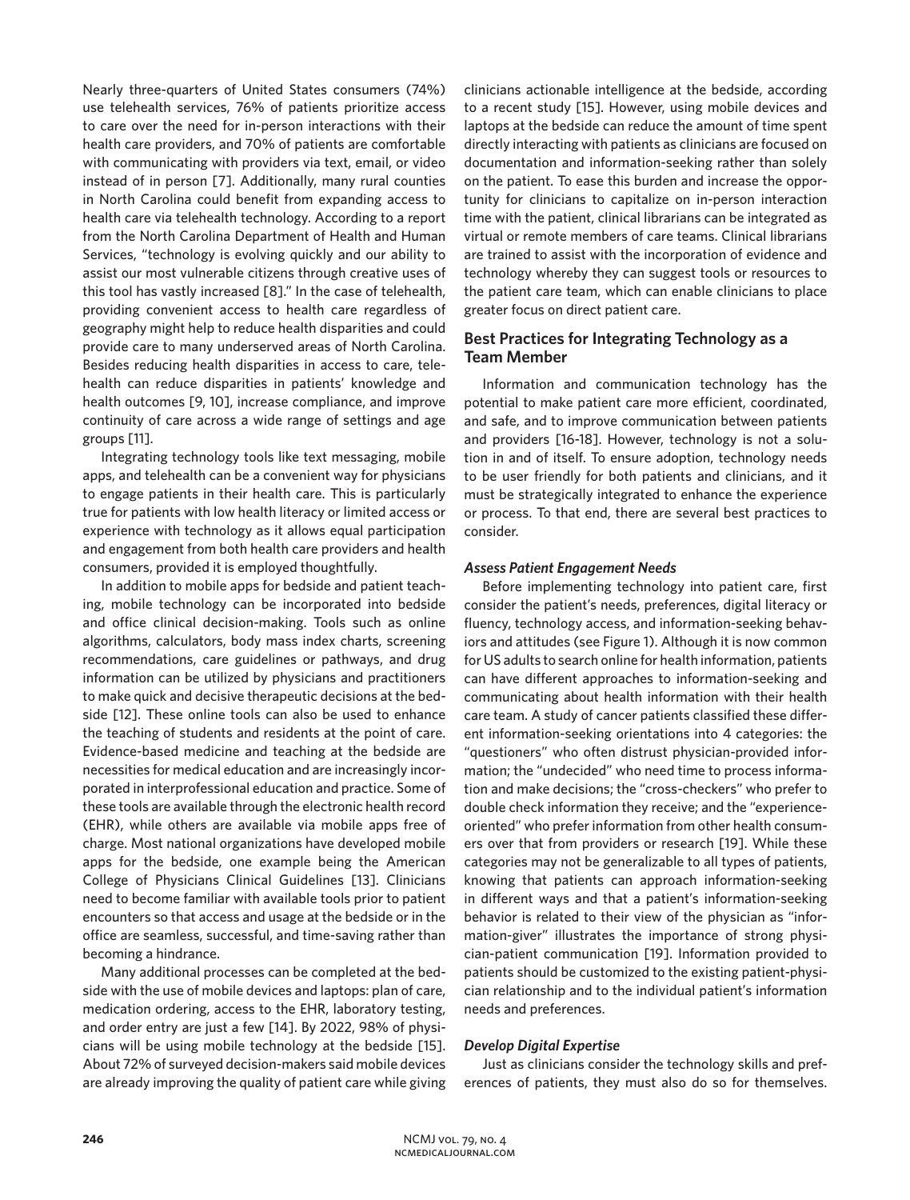Nearly three-quarters of United States consumers (74%) use telehealth services, 76% of patients prioritize access to care over the need for in-person interactions with their health care providers, and 70% of patients are comfortable with communicating with providers via text, email, or video instead of in person [7]. Additionally, many rural counties in North Carolina could benefit from expanding access to health care via telehealth technology. According to a report from the North Carolina Department of Health and Human Services, "technology is evolving quickly and our ability to assist our most vulnerable citizens through creative uses of this tool has vastly increased [8]." In the case of telehealth, providing convenient access to health care regardless of geography might help to reduce health disparities and could provide care to many underserved areas of North Carolina. Besides reducing health disparities in access to care, telehealth can reduce disparities in patients' knowledge and health outcomes [9, 10], increase compliance, and improve continuity of care across a wide range of settings and age groups [11].

Integrating technology tools like text messaging, mobile apps, and telehealth can be a convenient way for physicians to engage patients in their health care. This is particularly true for patients with low health literacy or limited access or experience with technology as it allows equal participation and engagement from both health care providers and health consumers, provided it is employed thoughtfully.

In addition to mobile apps for bedside and patient teaching, mobile technology can be incorporated into bedside and office clinical decision-making. Tools such as online algorithms, calculators, body mass index charts, screening recommendations, care guidelines or pathways, and drug information can be utilized by physicians and practitioners to make quick and decisive therapeutic decisions at the bedside [12]. These online tools can also be used to enhance the teaching of students and residents at the point of care. Evidence-based medicine and teaching at the bedside are necessities for medical education and are increasingly incorporated in interprofessional education and practice. Some of these tools are available through the electronic health record (EHR), while others are available via mobile apps free of charge. Most national organizations have developed mobile apps for the bedside, one example being the American College of Physicians Clinical Guidelines [13]. Clinicians need to become familiar with available tools prior to patient encounters so that access and usage at the bedside or in the office are seamless, successful, and time-saving rather than becoming a hindrance.

Many additional processes can be completed at the bedside with the use of mobile devices and laptops: plan of care, medication ordering, access to the EHR, laboratory testing, and order entry are just a few [14]. By 2022, 98% of physicians will be using mobile technology at the bedside [15]. About 72% of surveyed decision-makers said mobile devices are already improving the quality of patient care while giving clinicians actionable intelligence at the bedside, according to a recent study [15]. However, using mobile devices and laptops at the bedside can reduce the amount of time spent directly interacting with patients as clinicians are focused on documentation and information-seeking rather than solely on the patient. To ease this burden and increase the opportunity for clinicians to capitalize on in-person interaction time with the patient, clinical librarians can be integrated as virtual or remote members of care teams. Clinical librarians are trained to assist with the incorporation of evidence and technology whereby they can suggest tools or resources to the patient care team, which can enable clinicians to place greater focus on direct patient care.

## Best Practices for Integrating Technology as a Team Member

Information and communication technology has the potential to make patient care more efficient, coordinated, and safe, and to improve communication between patients and providers [16-18]. However, technology is not a solution in and of itself. To ensure adoption, technology needs to be user friendly for both patients and clinicians, and it must be strategically integrated to enhance the experience or process. To that end, there are several best practices to consider.

### *Assess Patient Engagement Needs*

Before implementing technology into patient care, first consider the patient's needs, preferences, digital literacy or fluency, technology access, and information-seeking behaviors and attitudes (see Figure 1). Although it is now common for US adults to search online for health information, patients can have different approaches to information-seeking and communicating about health information with their health care team. A study of cancer patients classified these different information-seeking orientations into 4 categories: the "questioners" who often distrust physician-provided information; the "undecided" who need time to process information and make decisions; the "cross-checkers" who prefer to double check information they receive; and the "experience-oriented" who prefer information from other health consumers over that from providers or research [19]. While these categories may not be generalizable to all types of patients, knowing that patients can approach information-seeking in different ways and that a patient's information-seeking behavior is related to their view of the physician as "information-giver" illustrates the importance of strong physician-patient communication [19]. Information provided to patients should be customized to the existing patient-physician relationship and to the individual patient's information needs and preferences.

### *Develop Digital Expertise*

Just as clinicians consider the technology skills and preferences of patients, they must also do so for themselves.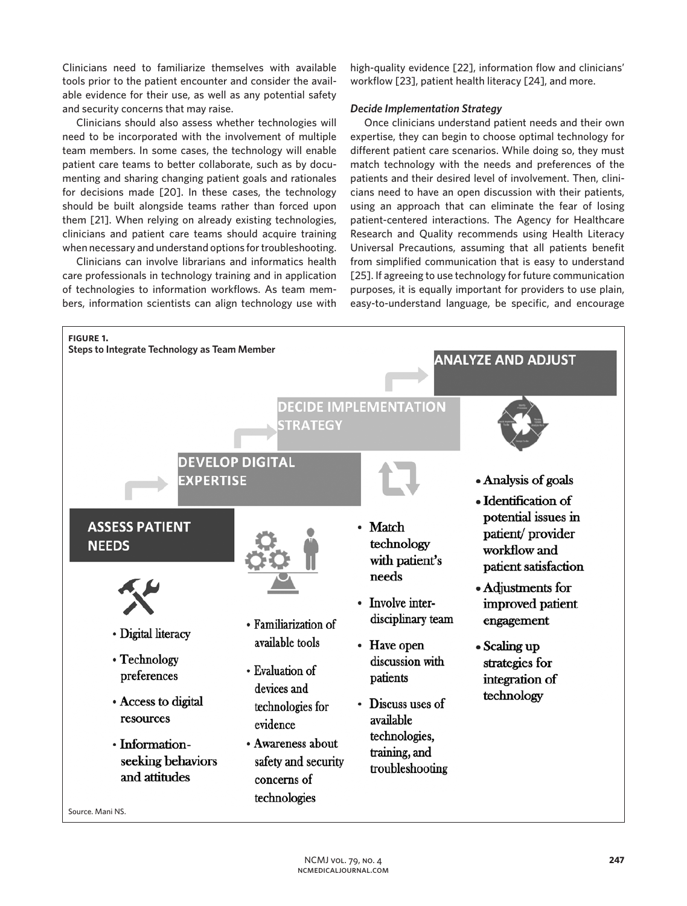Clinicians need to familiarize themselves with available tools prior to the patient encounter and consider the available evidence for their use, as well as any potential safety and security concerns that may raise.

Clinicians should also assess whether technologies will need to be incorporated with the involvement of multiple team members. In some cases, the technology will enable patient care teams to better collaborate, such as by documenting and sharing changing patient goals and rationales for decisions made [20]. In these cases, the technology should be built alongside teams rather than forced upon them [21]. When relying on already existing technologies, clinicians and patient care teams should acquire training when necessary and understand options for troubleshooting.

Clinicians can involve librarians and informatics health care professionals in technology training and in application of technologies to information workflows. As team members, information scientists can align technology use with high-quality evidence [22], information flow and clinicians' workflow [23], patient health literacy [24], and more.

***Decide Implementation Strategy***

Once clinicians understand patient needs and their own expertise, they can begin to choose optimal technology for different patient care scenarios. While doing so, they must match technology with the needs and preferences of the patients and their desired level of involvement. Then, clinicians need to have an open discussion with their patients, using an approach that can eliminate the fear of losing patient-centered interactions. The Agency for Healthcare Research and Quality recommends using Health Literacy Universal Precautions, assuming that all patients benefit from simplified communication that is easy to understand [25]. If agreeing to use technology for future communication purposes, it is equally important for providers to use plain, easy-to-understand language, be specific, and encourage

**FIGURE 1.**
**Steps to Integrate Technology as Team Member**

**ASSESS PATIENT NEEDS**
- Digital literacy
- Technology preferences
- Access to digital resources
- Information-seeking behaviors and attitudes

**DEVELOP DIGITAL EXPERTISE**
- Familiarization of available tools
- Evaluation of devices and technologies for evidence
- Awareness about safety and security concerns of technologies

**DECIDE IMPLEMENTATION STRATEGY**
- Match technology with patient's needs
- Involve inter-disciplinary team
- Have open discussion with patients
- Discuss uses of available technologies, training, and troubleshooting

**ANALYZE AND ADJUST**
- Analysis of goals
- Identification of potential issues in patient/ provider workflow and patient satisfaction
- Adjustments for improved patient engagement
- Scaling up strategies for integration of technology

Source. Mani NS.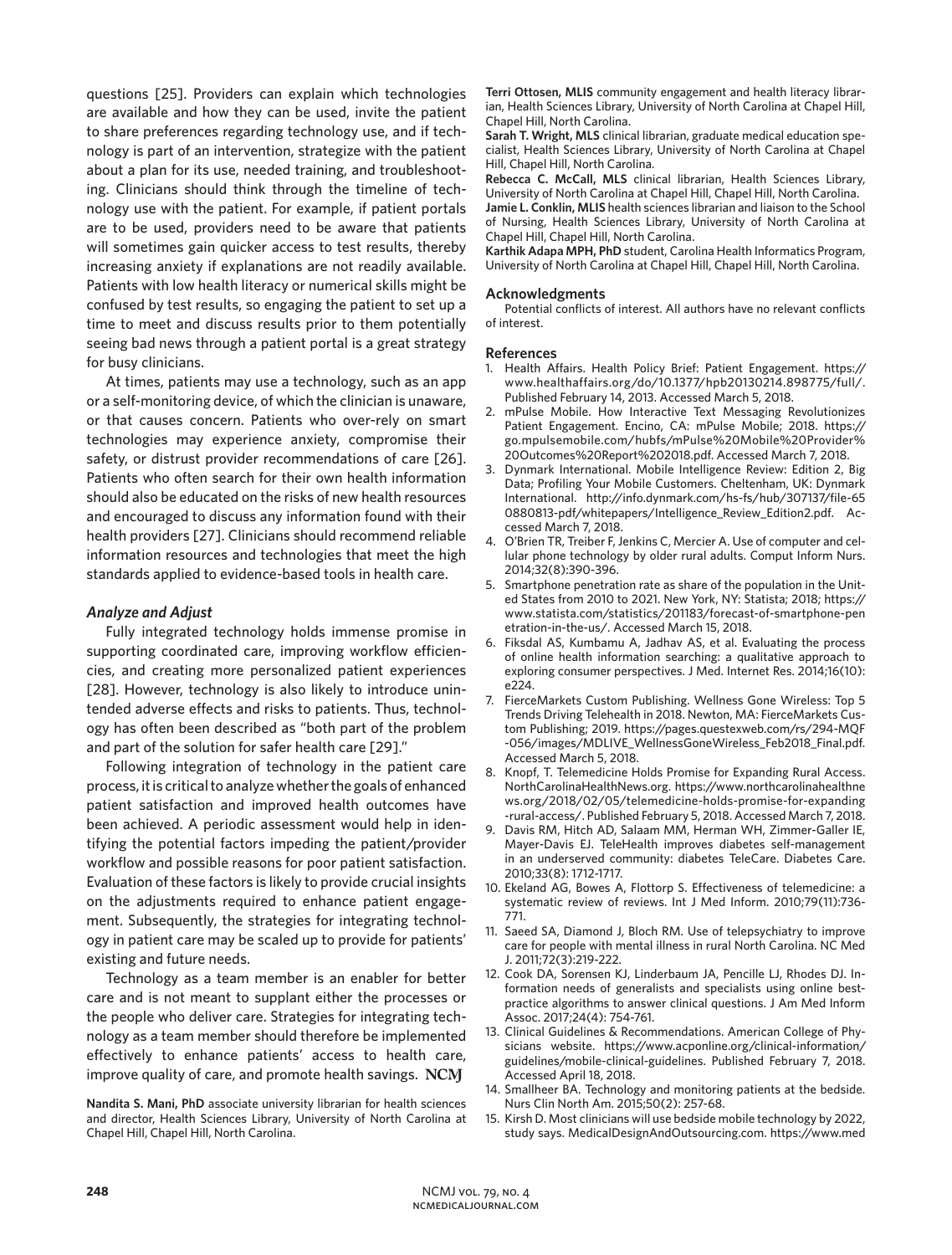questions [25]. Providers can explain which technologies are available and how they can be used, invite the patient to share preferences regarding technology use, and if technology is part of an intervention, strategize with the patient about a plan for its use, needed training, and troubleshooting. Clinicians should think through the timeline of technology use with the patient. For example, if patient portals are to be used, providers need to be aware that patients will sometimes gain quicker access to test results, thereby increasing anxiety if explanations are not readily available. Patients with low health literacy or numerical skills might be confused by test results, so engaging the patient to set up a time to meet and discuss results prior to them potentially seeing bad news through a patient portal is a great strategy for busy clinicians.

At times, patients may use a technology, such as an app or a self-monitoring device, of which the clinician is unaware, or that causes concern. Patients who over-rely on smart technologies may experience anxiety, compromise their safety, or distrust provider recommendations of care [26]. Patients who often search for their own health information should also be educated on the risks of new health resources and encouraged to discuss any information found with their health providers [27]. Clinicians should recommend reliable information resources and technologies that meet the high standards applied to evidence-based tools in health care.

### *Analyze and Adjust*

Fully integrated technology holds immense promise in supporting coordinated care, improving workflow efficiencies, and creating more personalized patient experiences [28]. However, technology is also likely to introduce unintended adverse effects and risks to patients. Thus, technology has often been described as "both part of the problem and part of the solution for safer health care [29]."

Following integration of technology in the patient care process, it is critical to analyze whether the goals of enhanced patient satisfaction and improved health outcomes have been achieved. A periodic assessment would help in identifying the potential factors impeding the patient/provider workflow and possible reasons for poor patient satisfaction. Evaluation of these factors is likely to provide crucial insights on the adjustments required to enhance patient engagement. Subsequently, the strategies for integrating technology in patient care may be scaled up to provide for patients' existing and future needs.

Technology as a team member is an enabler for better care and is not meant to supplant either the processes or the people who deliver care. Strategies for integrating technology as a team member should therefore be implemented effectively to enhance patients' access to health care, improve quality of care, and promote health savings. NCMJ

**Nandita S. Mani, PhD** associate university librarian for health sciences and director, Health Sciences Library, University of North Carolina at Chapel Hill, Chapel Hill, North Carolina.

**Terri Ottosen, MLIS** community engagement and health literacy librarian, Health Sciences Library, University of North Carolina at Chapel Hill, Chapel Hill, North Carolina.

**Sarah T. Wright, MLS** clinical librarian, graduate medical education specialist, Health Sciences Library, University of North Carolina at Chapel Hill, Chapel Hill, North Carolina.

**Rebecca C. McCall, MLS** clinical librarian, Health Sciences Library, University of North Carolina at Chapel Hill, Chapel Hill, North Carolina.

**Jamie L. Conklin, MLIS** health sciences librarian and liaison to the School of Nursing, Health Sciences Library, University of North Carolina at Chapel Hill, Chapel Hill, North Carolina.

**Karthik Adapa MPH, PhD** student, Carolina Health Informatics Program, University of North Carolina at Chapel Hill, Chapel Hill, North Carolina.

### Acknowledgments

Potential conflicts of interest. All authors have no relevant conflicts of interest.

### References

1. Health Affairs. Health Policy Brief: Patient Engagement. https://www.healthaffairs.org/do/10.1377/hpb20130214.898775/full/. Published February 14, 2013. Accessed March 5, 2018.
2. mPulse Mobile. How Interactive Text Messaging Revolutionizes Patient Engagement. Encino, CA: mPulse Mobile; 2018. https://go.mpulsemobile.com/hubfs/mPulse%20Mobile%20Provider%20Outcomes%20Report%202018.pdf. Accessed March 7, 2018.
3. Dynmark International. Mobile Intelligence Review: Edition 2, Big Data; Profiling Your Mobile Customers. Cheltenham, UK: Dynmark International. http://info.dynmark.com/hs-fs/hub/307137/file-650880813-pdf/whitepapers/Intelligence_Review_Edition2.pdf. Accessed March 7, 2018.
4. O'Brien TR, Treiber F, Jenkins C, Mercier A. Use of computer and cellular phone technology by older rural adults. Comput Inform Nurs. 2014;32(8):390-396.
5. Smartphone penetration rate as share of the population in the United States from 2010 to 2021. New York, NY: Statista; 2018; https://www.statista.com/statistics/201183/forecast-of-smartphone-penetration-in-the-us/. Accessed March 15, 2018.
6. Fiksdal AS, Kumbamu A, Jadhav AS, et al. Evaluating the process of online health information searching: a qualitative approach to exploring consumer perspectives. J Med. Internet Res. 2014;16(10): e224.
7. FierceMarkets Custom Publishing. Wellness Gone Wireless: Top 5 Trends Driving Telehealth in 2018. Newton, MA: FierceMarkets Custom Publishing; 2019. https://pages.questexweb.com/rs/294-MQF-056/images/MDLIVE_WellnessGoneWireless_Feb2018_Final.pdf. Accessed March 5, 2018.
8. Knopf, T. Telemedicine Holds Promise for Expanding Rural Access. NorthCarolinaHealthNews.org. https://www.northcarolinahealthnews.org/2018/02/05/telemedicine-holds-promise-for-expanding-rural-access/. Published February 5, 2018. Accessed March 7, 2018.
9. Davis RM, Hitch AD, Salaam MM, Herman WH, Zimmer-Galler IE, Mayer-Davis EJ. TeleHealth improves diabetes self-management in an underserved community: diabetes TeleCare. Diabetes Care. 2010;33(8): 1712-1717.
10. Ekeland AG, Bowes A, Flottorp S. Effectiveness of telemedicine: a systematic review of reviews. Int J Med Inform. 2010;79(11):736-771.
11. Saeed SA, Diamond J, Bloch RM. Use of telepsychiatry to improve care for people with mental illness in rural North Carolina. NC Med J. 2011;72(3):219-222.
12. Cook DA, Sorensen KJ, Linderbaum JA, Pencille LJ, Rhodes DJ. Information needs of generalists and specialists using online best-practice algorithms to answer clinical questions. J Am Med Inform Assoc. 2017;24(4): 754-761.
13. Clinical Guidelines & Recommendations. American College of Physicians website. https://www.acponline.org/clinical-information/guidelines/mobile-clinical-guidelines. Published February 7, 2018. Accessed April 18, 2018.
14. Smallheer BA. Technology and monitoring patients at the bedside. Nurs Clin North Am. 2015;50(2): 257-68.
15. Kirsh D. Most clinicians will use bedside mobile technology by 2022, study says. MedicalDesignAndOutsourcing.com. https://www.med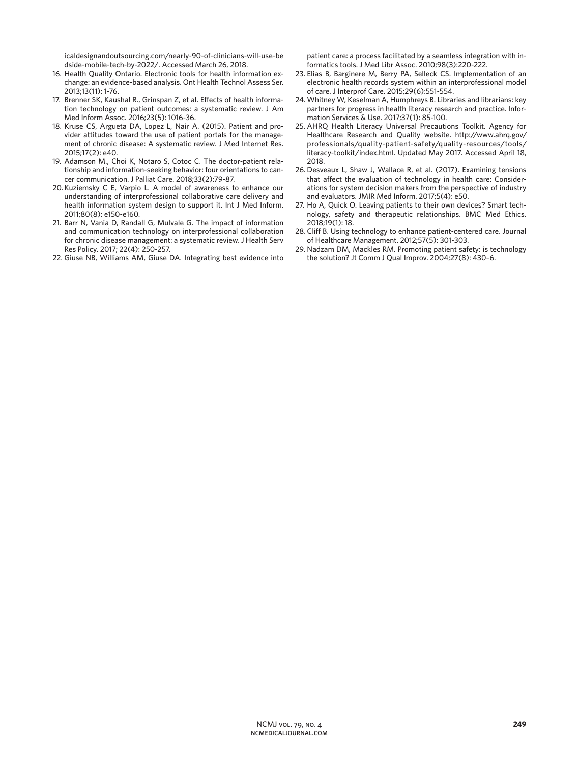icaldesignandoutsourcing.com/nearly-90-of-clinicians-will-use-bedside-mobile-tech-by-2022/. Accessed March 26, 2018.

16. Health Quality Ontario. Electronic tools for health information exchange: an evidence-based analysis. Ont Health Technol Assess Ser. 2013;13(11): 1-76.
17. Brenner SK, Kaushal R., Grinspan Z, et al. Effects of health information technology on patient outcomes: a systematic review. J Am Med Inform Assoc. 2016;23(5): 1016-36.
18. Kruse CS, Argueta DA, Lopez L, Nair A. (2015). Patient and provider attitudes toward the use of patient portals for the management of chronic disease: A systematic review. J Med Internet Res. 2015;17(2): e40.
19. Adamson M., Choi K, Notaro S, Cotoc C. The doctor-patient relationship and information-seeking behavior: four orientations to cancer communication. J Palliat Care. 2018;33(2):79-87.
20. Kuziemsky C E, Varpio L. A model of awareness to enhance our understanding of interprofessional collaborative care delivery and health information system design to support it. Int J Med Inform. 2011;80(8): e150-e160.
21. Barr N, Vania D, Randall G, Mulvale G. The impact of information and communication technology on interprofessional collaboration for chronic disease management: a systematic review. J Health Serv Res Policy. 2017; 22(4): 250-257.
22. Giuse NB, Williams AM, Giuse DA. Integrating best evidence into patient care: a process facilitated by a seamless integration with informatics tools. J Med Libr Assoc. 2010;98(3):220-222.
23. Elias B, Barginere M, Berry PA, Selleck CS. Implementation of an electronic health records system within an interprofessional model of care. J Interprof Care. 2015;29(6):551-554.
24. Whitney W, Keselman A, Humphreys B. Libraries and librarians: key partners for progress in health literacy research and practice. Information Services & Use. 2017;37(1): 85-100.
25. AHRQ Health Literacy Universal Precautions Toolkit. Agency for Healthcare Research and Quality website. http://www.ahrq.gov/professionals/quality-patient-safety/quality-resources/tools/literacy-toolkit/index.html. Updated May 2017. Accessed April 18, 2018.
26. Desveaux L, Shaw J, Wallace R, et al. (2017). Examining tensions that affect the evaluation of technology in health care: Considerations for system decision makers from the perspective of industry and evaluators. JMIR Med Inform. 2017;5(4): e50.
27. Ho A, Quick O. Leaving patients to their own devices? Smart technology, safety and therapeutic relationships. BMC Med Ethics. 2018;19(1): 18.
28. Cliff B. Using technology to enhance patient-centered care. Journal of Healthcare Management. 2012;57(5): 301-303.
29. Nadzam DM, Mackles RM. Promoting patient safety: is technology the solution? Jt Comm J Qual Improv. 2004;27(8): 430–6.